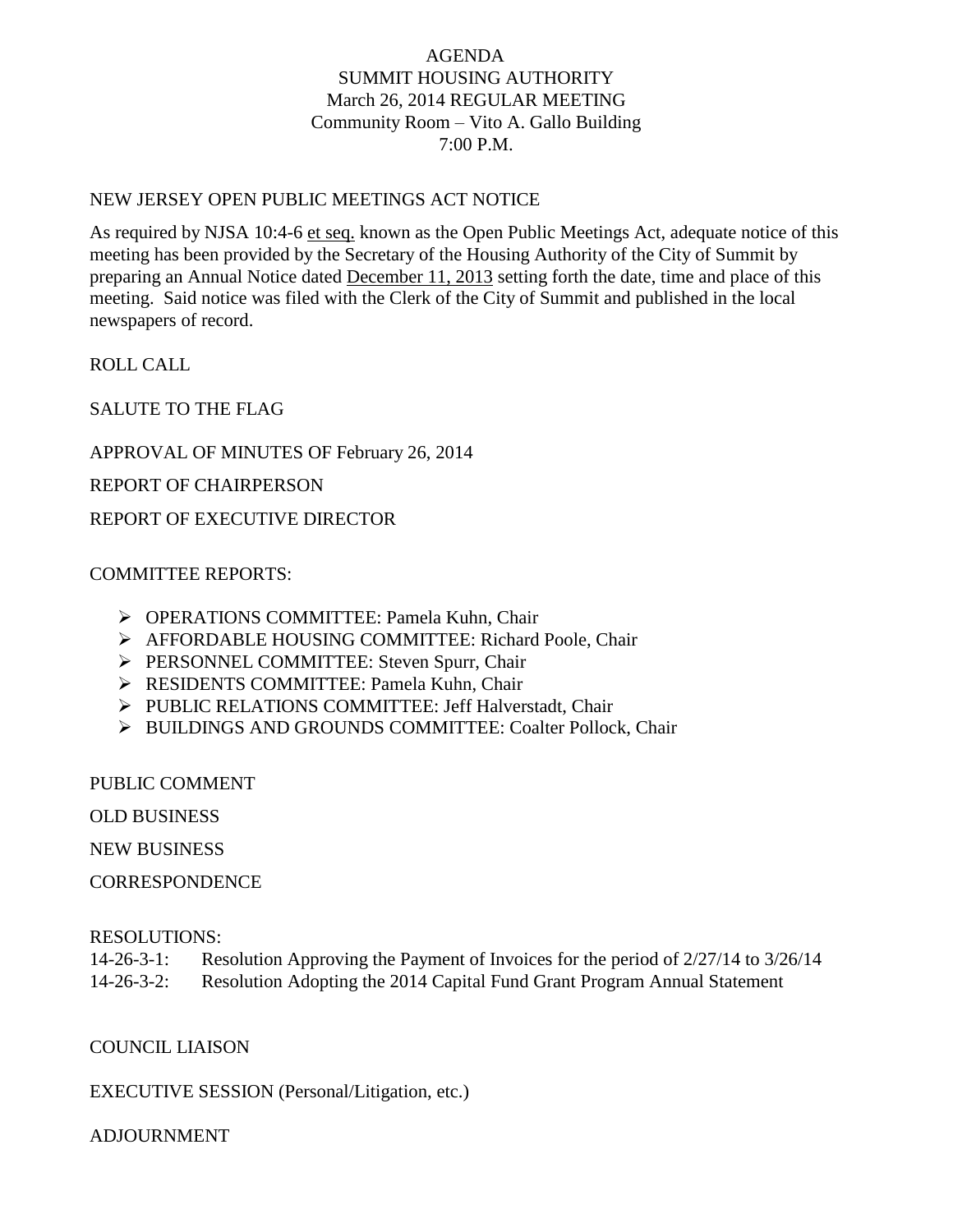# AGENDA
# SUMMIT HOUSING AUTHORITY
## March 26, 2014 REGULAR MEETING
## Community Room – Vito A. Gallo Building
## 7:00 P.M.

NEW JERSEY OPEN PUBLIC MEETINGS ACT NOTICE

As required by NJSA 10:4-6 et seq. known as the Open Public Meetings Act, adequate notice of this meeting has been provided by the Secretary of the Housing Authority of the City of Summit by preparing an Annual Notice dated December 11, 2013 setting forth the date, time and place of this meeting. Said notice was filed with the Clerk of the City of Summit and published in the local newspapers of record.

ROLL CALL

SALUTE TO THE FLAG

APPROVAL OF MINUTES OF February 26, 2014

REPORT OF CHAIRPERSON

REPORT OF EXECUTIVE DIRECTOR

COMMITTEE REPORTS:

- OPERATIONS COMMITTEE: Pamela Kuhn, Chair
- AFFORDABLE HOUSING COMMITTEE: Richard Poole, Chair
- PERSONNEL COMMITTEE: Steven Spurr, Chair
- RESIDENTS COMMITTEE: Pamela Kuhn, Chair
- PUBLIC RELATIONS COMMITTEE: Jeff Halverstadt, Chair
- BUILDINGS AND GROUNDS COMMITTEE: Coalter Pollock, Chair

PUBLIC COMMENT

OLD BUSINESS

NEW BUSINESS

CORRESPONDENCE

RESOLUTIONS:

14-26-3-1: Resolution Approving the Payment of Invoices for the period of 2/27/14 to 3/26/14

14-26-3-2: Resolution Adopting the 2014 Capital Fund Grant Program Annual Statement

COUNCIL LIAISON

EXECUTIVE SESSION (Personal/Litigation, etc.)

ADJOURNMENT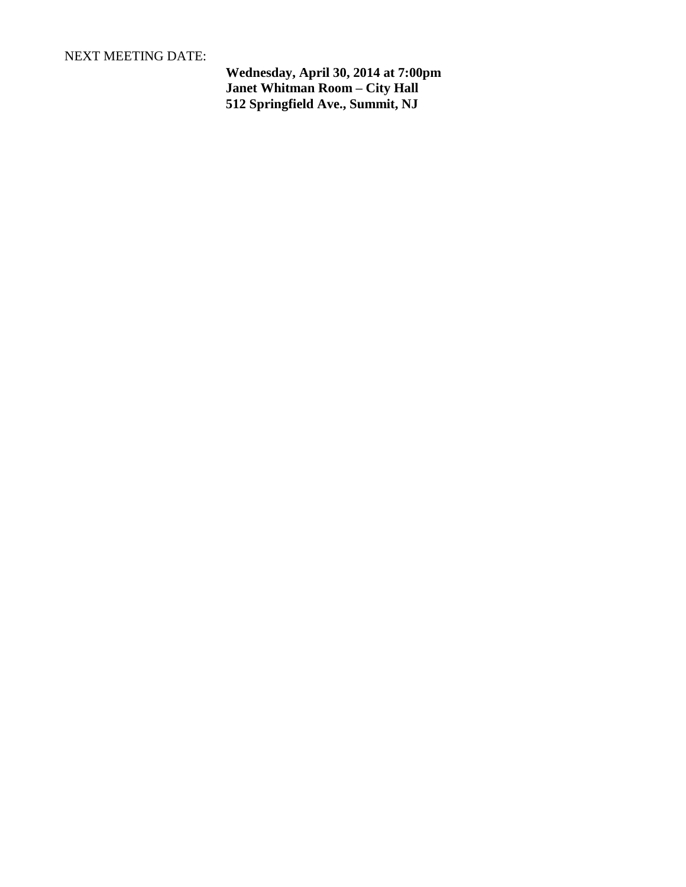NEXT MEETING DATE:

**Wednesday, April 30, 2014 at 7:00pm**
**Janet Whitman Room – City Hall**
**512 Springfield Ave., Summit, NJ**